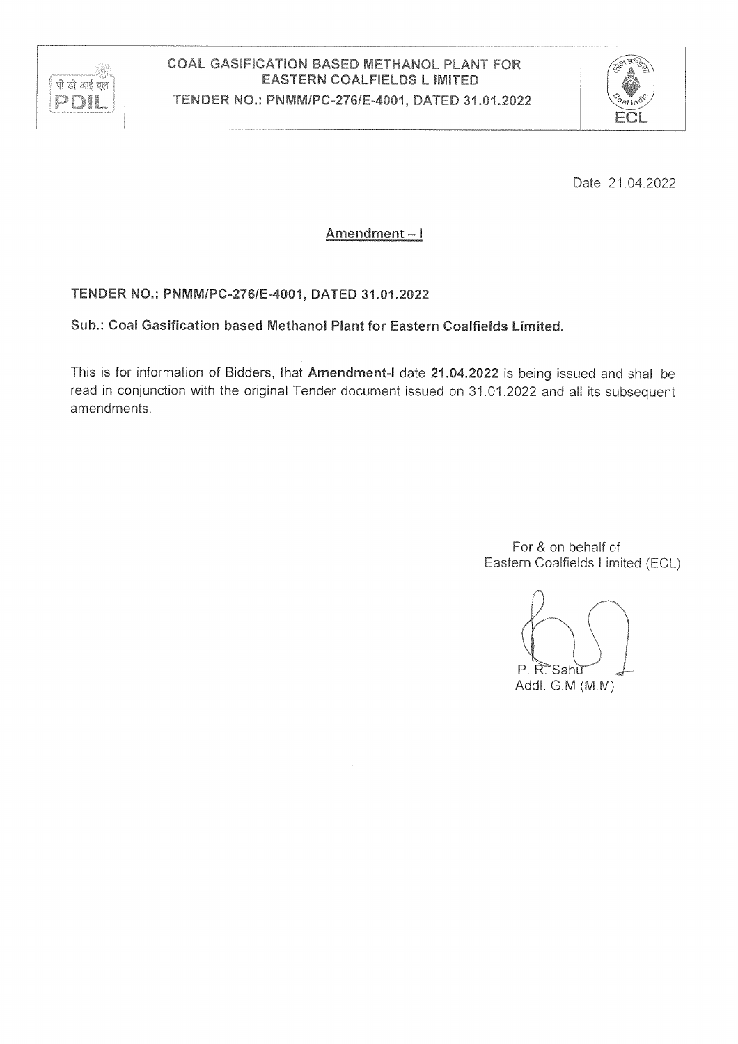| पी डी आई एल PDIL | COAL GASIFICATION BASED METHANOL PLANT FOR EASTERN COALFIELDS L IMITED<br>TENDER NO.: PNMM/PC-276/E-4001, DATED 31.01.2022 | ECL |
|---|---|---|

Date 21.04.2022

## Amendment – I

**TENDER NO.: PNMM/PC-276/E-4001, DATED 31.01.2022**

**Sub.: Coal Gasification based Methanol Plant for Eastern Coalfields Limited.**

This is for information of Bidders, that **Amendment-I** date **21.04.2022** is being issued and shall be read in conjunction with the original Tender document issued on 31.01.2022 and all its subsequent amendments.

For & on behalf of
Eastern Coalfields Limited (ECL)

P. R. Sahu
Addl. G.M (M.M)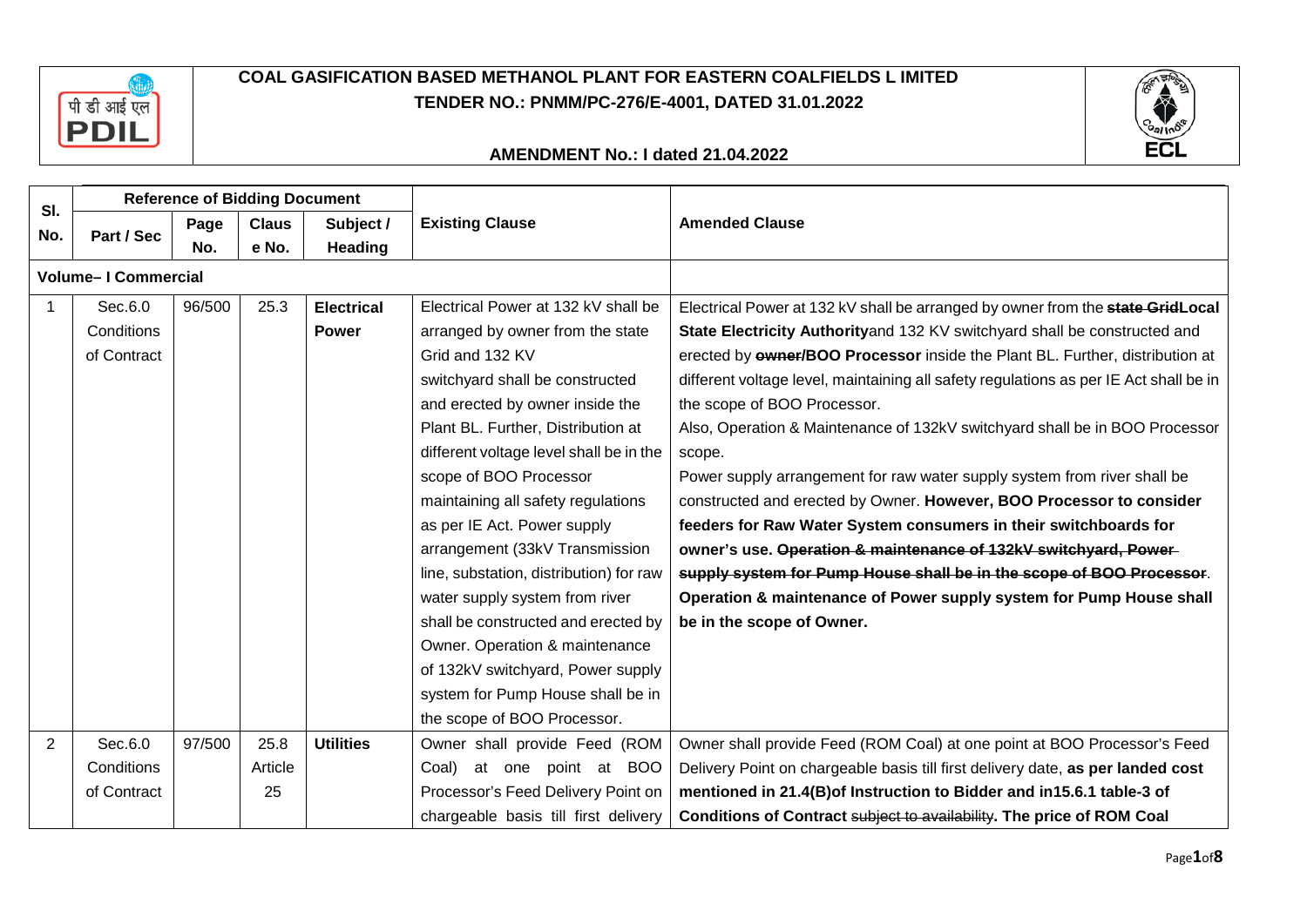**COAL GASIFICATION BASED METHANOL PLANT FOR EASTERN COALFIELDS LIMITED**
**TENDER NO.: PNMM/PC-276/E-4001, DATED 31.01.2022**

**AMENDMENT No.: I dated 21.04.2022**

| Sl. No. | Reference of Bidding Document | | | | Existing Clause | Amended Clause |
|---|---|---|---|---|---|---|
| | Part / Sec | Page No. | Clause No. | Subject / Heading | | |
| **Volume– I Commercial** | | | | | | |
| 1 | Sec.6.0 Conditions of Contract | 96/500 | 25.3 | **Electrical Power** | Electrical Power at 132 kV shall be arranged by owner from the state Grid and 132 KV switchyard shall be constructed and erected by owner inside the Plant BL. Further, Distribution at different voltage level shall be in the scope of BOO Processor maintaining all safety regulations as per IE Act. Power supply arrangement (33kV Transmission line, substation, distribution) for raw water supply system from river shall be constructed and erected by Owner. Operation & maintenance of 132kV switchyard, Power supply system for Pump House shall be in the scope of BOO Processor. | Electrical Power at 132 kV shall be arranged by owner from the ~~**state Grid**~~**Local State Electricity Authority**and 132 KV switchyard shall be constructed and erected by ~~**owner**~~**/BOO Processor** inside the Plant BL. Further, distribution at different voltage level, maintaining all safety regulations as per IE Act shall be in the scope of BOO Processor.<br>Also, Operation & Maintenance of 132kV switchyard shall be in BOO Processor scope.<br>Power supply arrangement for raw water supply system from river shall be constructed and erected by Owner. **However, BOO Processor to consider feeders for Raw Water System consumers in their switchboards for owner's use.** ~~**Operation & maintenance of 132kV switchyard, Power supply system for Pump House shall be in the scope of BOO Processor**~~. **Operation & maintenance of Power supply system for Pump House shall be in the scope of Owner.** |
| 2 | Sec.6.0 Conditions of Contract | 97/500 | 25.8 Article 25 | **Utilities** | Owner shall provide Feed (ROM Coal) at one point at BOO Processor's Feed Delivery Point on chargeable basis till first delivery | Owner shall provide Feed (ROM Coal) at one point at BOO Processor's Feed Delivery Point on chargeable basis till first delivery date, **as per landed cost mentioned in 21.4(B)of Instruction to Bidder and in15.6.1 table-3 of Conditions of Contract** ~~subject to availability~~. **The price of ROM Coal** |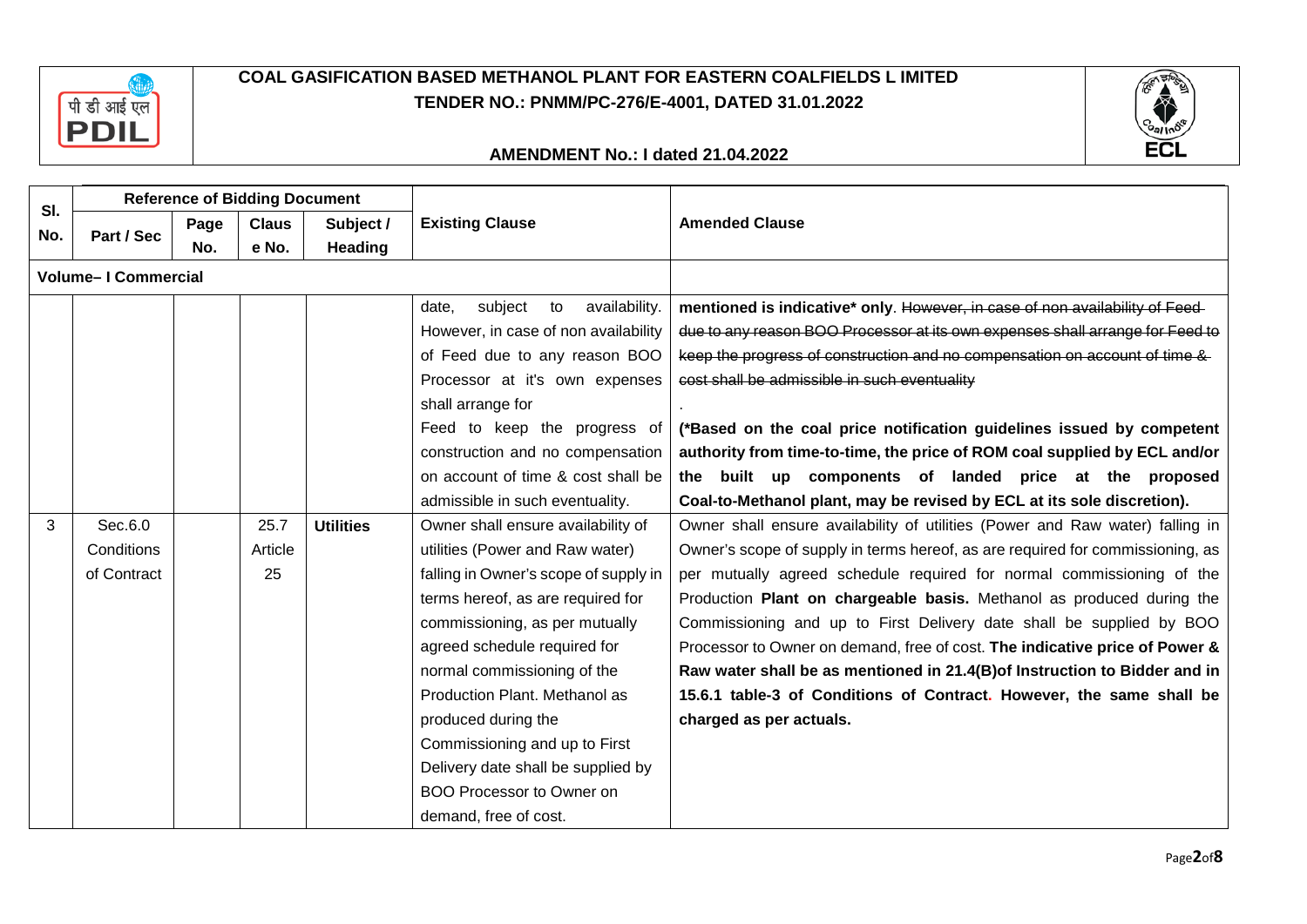# COAL GASIFICATION BASED METHANOL PLANT FOR EASTERN COALFIELDS LIMITED

## TENDER NO.: PNMM/PC-276/E-4001, DATED 31.01.2022

## AMENDMENT No.: I dated 21.04.2022

| Sl. No. | Reference of Bidding Document | | | | Existing Clause | Amended Clause |
|---|---|---|---|---|---|---|
| | Part / Sec | Page No. | Clause No. | Subject / Heading | | |
| **Volume– I Commercial** | | | | | | |
| | | | | | date, subject to availability. However, in case of non availability of Feed due to any reason BOO Processor at it's own expenses shall arrange for Feed to keep the progress of construction and no compensation on account of time & cost shall be admissible in such eventuality. | **mentioned is indicative\* only**. ~~However, in case of non availability of Feed due to any reason BOO Processor at its own expenses shall arrange for Feed to keep the progress of construction and no compensation on account of time & cost shall be admissible in such eventuality~~ . **(\*Based on the coal price notification guidelines issued by competent authority from time-to-time, the price of ROM coal supplied by ECL and/or the built up components of landed price at the proposed Coal-to-Methanol plant, may be revised by ECL at its sole discretion).** |
| 3 | Sec.6.0 Conditions of Contract | | 25.7 Article 25 | **Utilities** | Owner shall ensure availability of utilities (Power and Raw water) falling in Owner's scope of supply in terms hereof, as are required for commissioning, as per mutually agreed schedule required for normal commissioning of the Production Plant. Methanol as produced during the Commissioning and up to First Delivery date shall be supplied by BOO Processor to Owner on demand, free of cost. | Owner shall ensure availability of utilities (Power and Raw water) falling in Owner's scope of supply in terms hereof, as are required for commissioning, as per mutually agreed schedule required for normal commissioning of the Production **Plant on chargeable basis.** Methanol as produced during the Commissioning and up to First Delivery date shall be supplied by BOO Processor to Owner on demand, free of cost. **The indicative price of Power & Raw water shall be as mentioned in 21.4(B)of Instruction to Bidder and in 15.6.1 table-3 of Conditions of Contract. However, the same shall be charged as per actuals.** |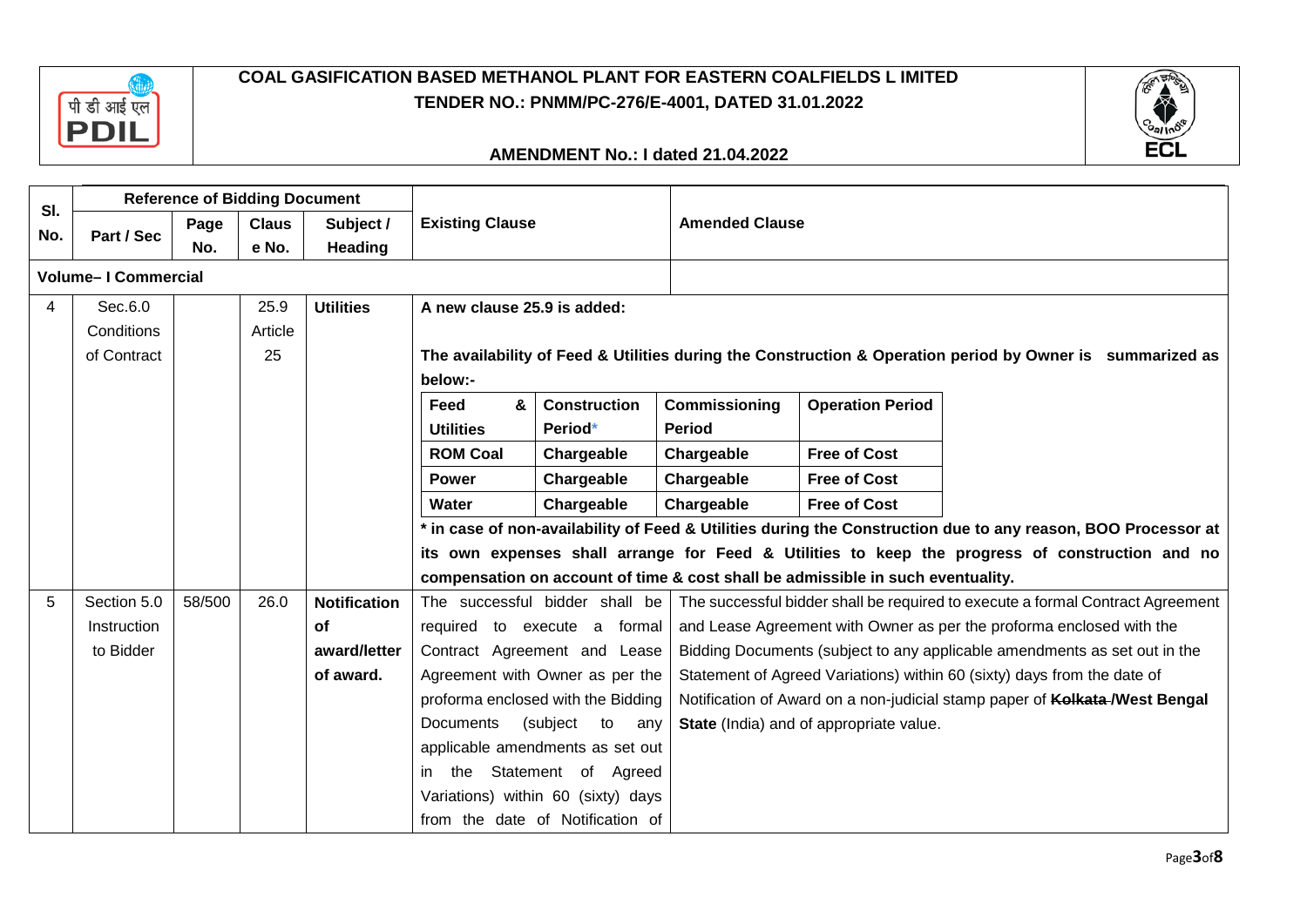**COAL GASIFICATION BASED METHANOL PLANT FOR EASTERN COALFIELDS LIMITED**
**TENDER NO.: PNMM/PC-276/E-4001, DATED 31.01.2022**

**AMENDMENT No.: I dated 21.04.2022**

| Sl. No. | Reference of Bidding Document: Part / Sec | Page No. | Clause No. | Subject / Heading | Existing Clause | Amended Clause |
|---|---|---|---|---|---|---|
| **Volume– I Commercial** | | | | | | |
| 4 | Sec.6.0 Conditions of Contract | | 25.9 Article 25 | **Utilities** | **A new clause 25.9 is added:** **The availability of Feed & Utilities during the Construction & Operation period by Owner is summarized as below:-** (see table below) **\* in case of non-availability of Feed & Utilities during the Construction due to any reason, BOO Processor at its own expenses shall arrange for Feed & Utilities to keep the progress of construction and no compensation on account of time & cost shall be admissible in such eventuality.** | |
| 5 | Section 5.0 Instruction to Bidder | 58/500 | 26.0 | **Notification of award/letter of award.** | The successful bidder shall be required to execute a formal Contract Agreement and Lease Agreement with Owner as per the proforma enclosed with the Bidding Documents (subject to any applicable amendments as set out in the Statement of Agreed Variations) within 60 (sixty) days from the date of Notification of | The successful bidder shall be required to execute a formal Contract Agreement and Lease Agreement with Owner as per the proforma enclosed with the Bidding Documents (subject to any applicable amendments as set out in the Statement of Agreed Variations) within 60 (sixty) days from the date of Notification of Award on a non-judicial stamp paper of ~~**Kolkata**~~ **/West Bengal State** (India) and of appropriate value. |

| Feed & Utilities | Construction Period* | Commissioning Period | Operation Period |
|---|---|---|---|
| **ROM Coal** | **Chargeable** | **Chargeable** | **Free of Cost** |
| **Power** | **Chargeable** | **Chargeable** | **Free of Cost** |
| **Water** | **Chargeable** | **Chargeable** | **Free of Cost** |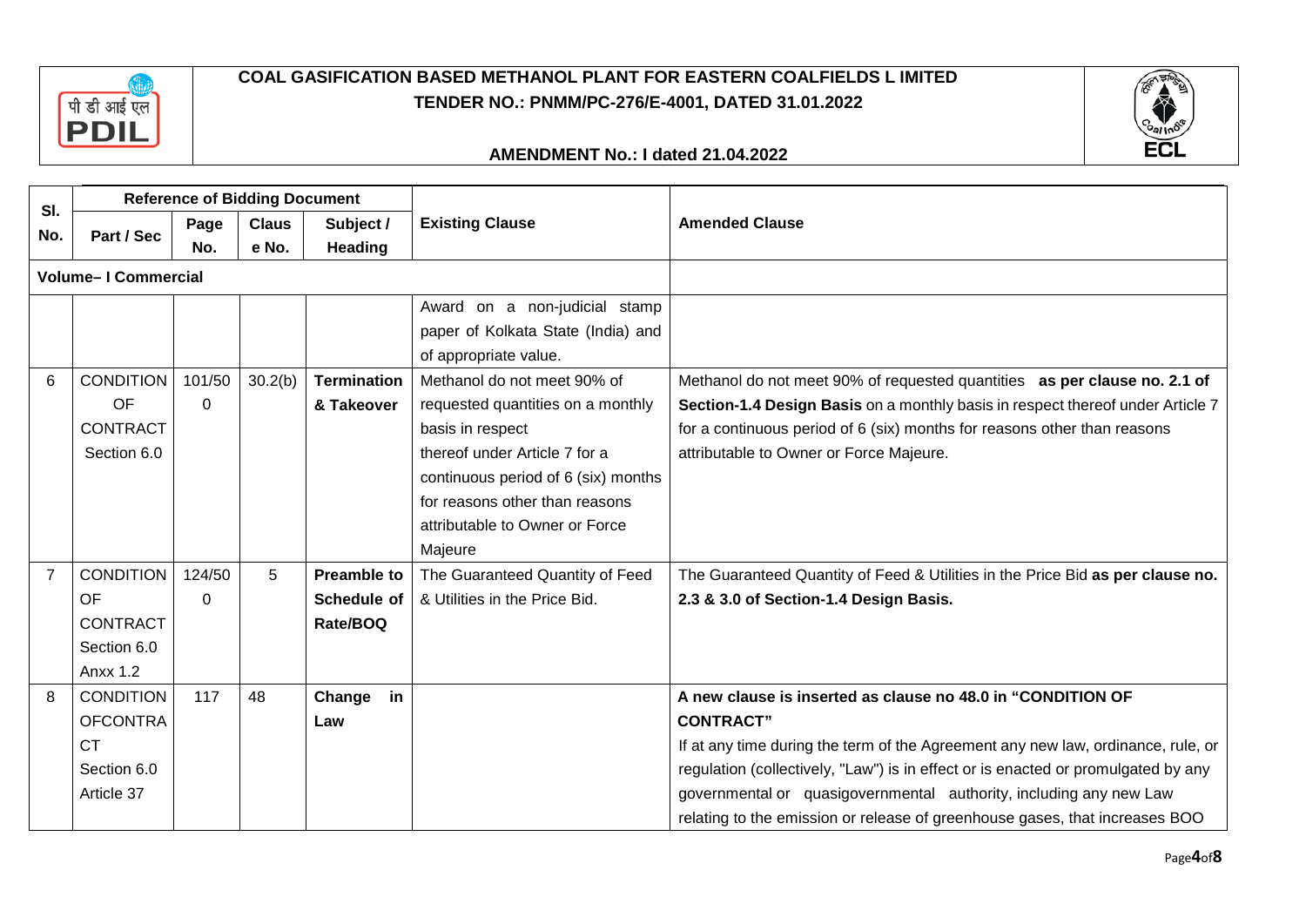| Sl. No. | Reference of Bidding Document | | | | Existing Clause | Amended Clause |
|---|---|---|---|---|---|---|
| | Part / Sec | Page No. | Clause No. | Subject / Heading | | |
| **Volume– I Commercial** | | | | | | |
| | | | | | Award on a non-judicial stamp paper of Kolkata State (India) and of appropriate value. | |
| 6 | CONDITION OF CONTRACT Section 6.0 | 101/500 | 30.2(b) | **Termination & Takeover** | Methanol do not meet 90% of requested quantities on a monthly basis in respect thereof under Article 7 for a continuous period of 6 (six) months for reasons other than reasons attributable to Owner or Force Majeure | Methanol do not meet 90% of requested quantities **as per clause no. 2.1 of Section-1.4 Design Basis** on a monthly basis in respect thereof under Article 7 for a continuous period of 6 (six) months for reasons other than reasons attributable to Owner or Force Majeure. |
| 7 | CONDITION OF CONTRACT Section 6.0 Anxx 1.2 | 124/500 | 5 | **Preamble to Schedule of Rate/BOQ** | The Guaranteed Quantity of Feed & Utilities in the Price Bid. | The Guaranteed Quantity of Feed & Utilities in the Price Bid **as per clause no. 2.3 & 3.0 of Section-1.4 Design Basis.** |
| 8 | CONDITION OFCONTRACT Section 6.0 Article 37 | 117 | 48 | **Change in Law** | | **A new clause is inserted as clause no 48.0 in "CONDITION OF CONTRACT"**<br>If at any time during the term of the Agreement any new law, ordinance, rule, or regulation (collectively, "Law") is in effect or is enacted or promulgated by any governmental or quasigovernmental authority, including any new Law relating to the emission or release of greenhouse gases, that increases BOO |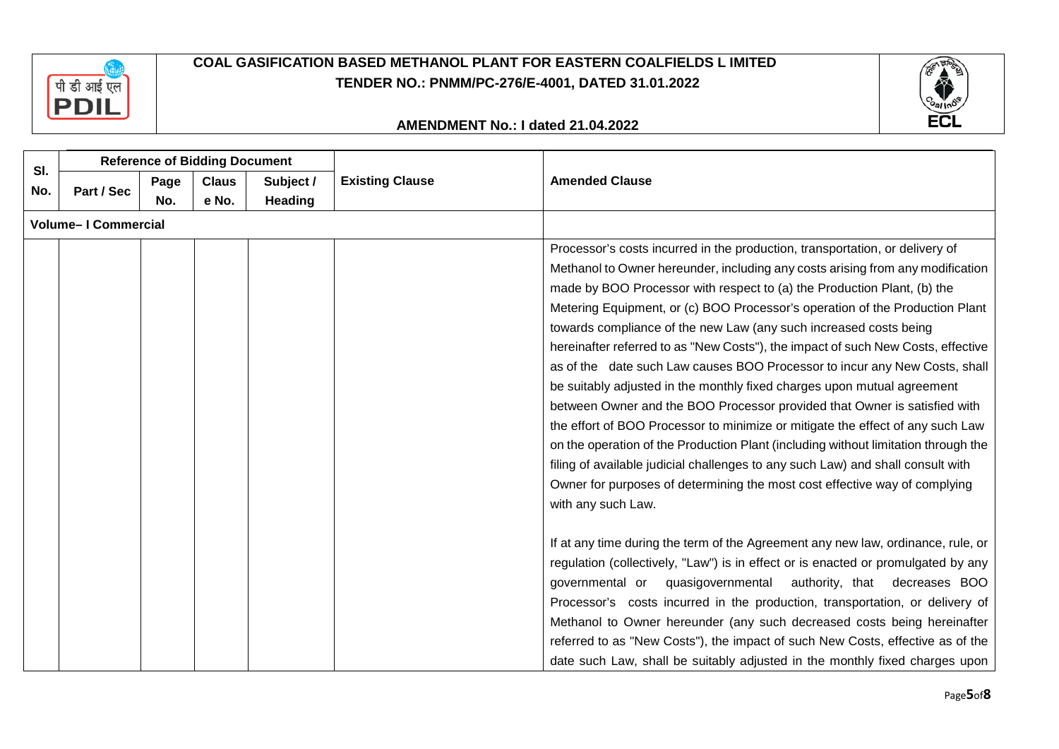| Sl. No. | Reference of Bidding Document | | | | Existing Clause | Amended Clause |
|---|---|---|---|---|---|---|
| | Part / Sec | Page No. | Clause No. | Subject / Heading | | |
| **Volume– I Commercial** | | | | | | |
| | | | | | | Processor's costs incurred in the production, transportation, or delivery of Methanol to Owner hereunder, including any costs arising from any modification made by BOO Processor with respect to (a) the Production Plant, (b) the Metering Equipment, or (c) BOO Processor's operation of the Production Plant towards compliance of the new Law (any such increased costs being hereinafter referred to as "New Costs"), the impact of such New Costs, effective as of the date such Law causes BOO Processor to incur any New Costs, shall be suitably adjusted in the monthly fixed charges upon mutual agreement between Owner and the BOO Processor provided that Owner is satisfied with the effort of BOO Processor to minimize or mitigate the effect of any such Law on the operation of the Production Plant (including without limitation through the filing of available judicial challenges to any such Law) and shall consult with Owner for purposes of determining the most cost effective way of complying with any such Law.<br><br>If at any time during the term of the Agreement any new law, ordinance, rule, or regulation (collectively, "Law") is in effect or is enacted or promulgated by any governmental or quasigovernmental authority, that decreases BOO Processor's costs incurred in the production, transportation, or delivery of Methanol to Owner hereunder (any such decreased costs being hereinafter referred to as "New Costs"), the impact of such New Costs, effective as of the date such Law, shall be suitably adjusted in the monthly fixed charges upon |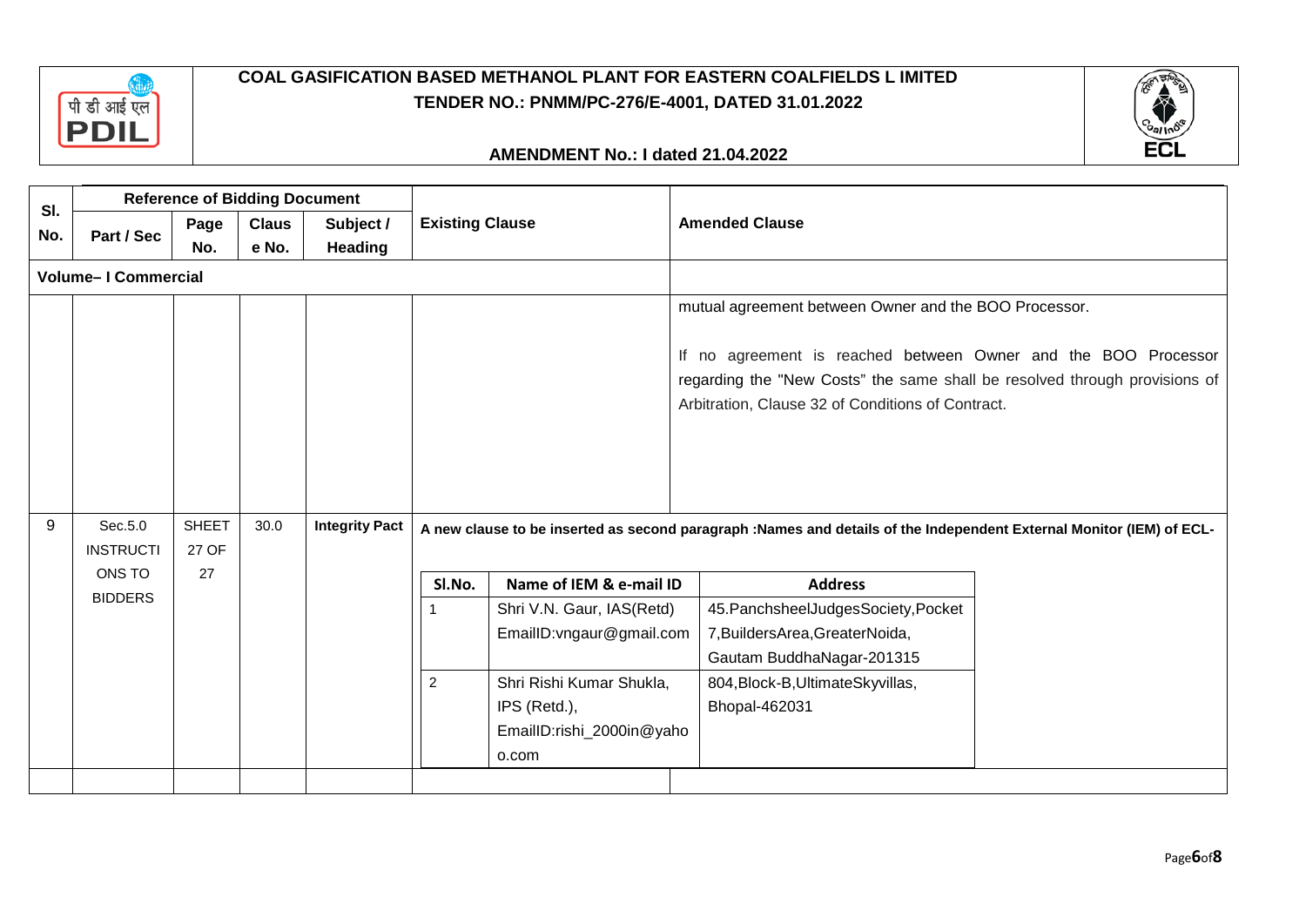**COAL GASIFICATION BASED METHANOL PLANT FOR EASTERN COALFIELDS L IMITED**
**TENDER NO.: PNMM/PC-276/E-4001, DATED 31.01.2022**

**AMENDMENT No.: I dated 21.04.2022**

| Sl. No. | Reference of Bidding Document | | | | Existing Clause | Amended Clause |
|---|---|---|---|---|---|---|
| | Part / Sec | Page No. | Clause No. | Subject / Heading | | |
| **Volume– I Commercial** | | | | | | |
| | | | | | | mutual agreement between Owner and the BOO Processor.<br><br>If no agreement is reached between Owner and the BOO Processor regarding the "New Costs" the same shall be resolved through provisions of Arbitration, Clause 32 of Conditions of Contract. |
| 9 | Sec.5.0 INSTRUCTIONS TO BIDDERS | SHEET 27 OF 27 | 30.0 | **Integrity Pact** | **A new clause to be inserted as second paragraph :Names and details of the Independent External Monitor (IEM) of ECL-** | |

| Sl.No. | Name of IEM & e-mail ID | Address |
|---|---|---|
| 1 | Shri V.N. Gaur, IAS(Retd)<br>EmailID:vngaur@gmail.com | 45.PanchsheelJudgesSociety,Pocket 7,BuildersArea,GreaterNoida, Gautam BuddhaNagar-201315 |
| 2 | Shri Rishi Kumar Shukla, IPS (Retd.),<br>EmailID:rishi_2000in@yahoo.com | 804,Block-B,UltimateSkyvillas, Bhopal-462031 |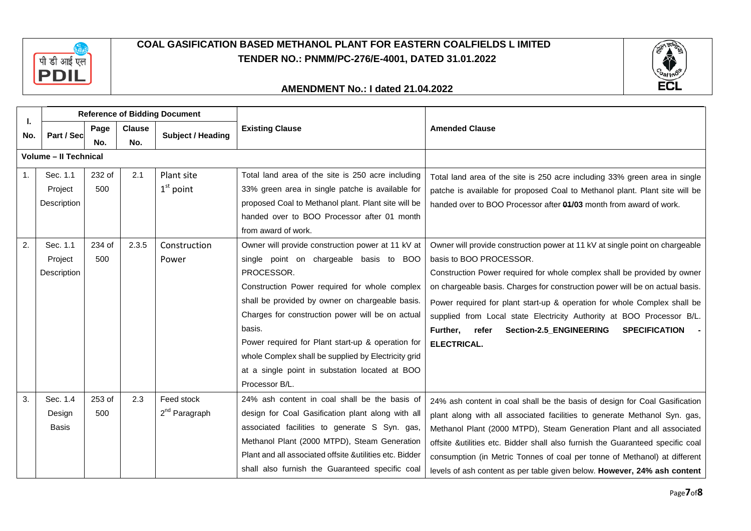# COAL GASIFICATION BASED METHANOL PLANT FOR EASTERN COALFIELDS L IMITED

## TENDER NO.: PNMM/PC-276/E-4001, DATED 31.01.2022

### AMENDMENT No.: I dated 21.04.2022

| I. No. | Reference of Bidding Document | | | | Existing Clause | Amended Clause |
|---|---|---|---|---|---|---|
| | Part / Sec | Page No. | Clause No. | Subject / Heading | | |
| **Volume – II Technical** | | | | | | |
| 1. | Sec. 1.1 Project Description | 232 of 500 | 2.1 | Plant site 1st point | Total land area of the site is 250 acre including 33% green area in single patche is available for proposed Coal to Methanol plant. Plant site will be handed over to BOO Processor after 01 month from award of work. | Total land area of the site is 250 acre including 33% green area in single patche is available for proposed Coal to Methanol plant. Plant site will be handed over to BOO Processor after ~~01~~/**03** month from award of work. |
| 2. | Sec. 1.1 Project Description | 234 of 500 | 2.3.5 | Construction Power | Owner will provide construction power at 11 kV at single point on chargeable basis to BOO PROCESSOR. Construction Power required for whole complex shall be provided by owner on chargeable basis. Charges for construction power will be on actual basis. Power required for Plant start-up & operation for whole Complex shall be supplied by Electricity grid at a single point in substation located at BOO Processor B/L. | Owner will provide construction power at 11 kV at single point on chargeable basis to BOO PROCESSOR. Construction Power required for whole complex shall be provided by owner on chargeable basis. Charges for construction power will be on actual basis. Power required for plant start-up & operation for whole Complex shall be supplied from Local state Electricity Authority at BOO Processor B/L. **Further, refer Section-2.5_ENGINEERING SPECIFICATION - ELECTRICAL.** |
| 3. | Sec. 1.4 Design Basis | 253 of 500 | 2.3 | Feed stock 2nd Paragraph | 24% ash content in coal shall be the basis of design for Coal Gasification plant along with all associated facilities to generate S Syn. gas, Methanol Plant (2000 MTPD), Steam Generation Plant and all associated offsite &utilities etc. Bidder shall also furnish the Guaranteed specific coal | 24% ash content in coal shall be the basis of design for Coal Gasification plant along with all associated facilities to generate Methanol Syn. gas, Methanol Plant (2000 MTPD), Steam Generation Plant and all associated offsite &utilities etc. Bidder shall also furnish the Guaranteed specific coal consumption (in Metric Tonnes of coal per tonne of Methanol) at different levels of ash content as per table given below. **However, 24% ash content** |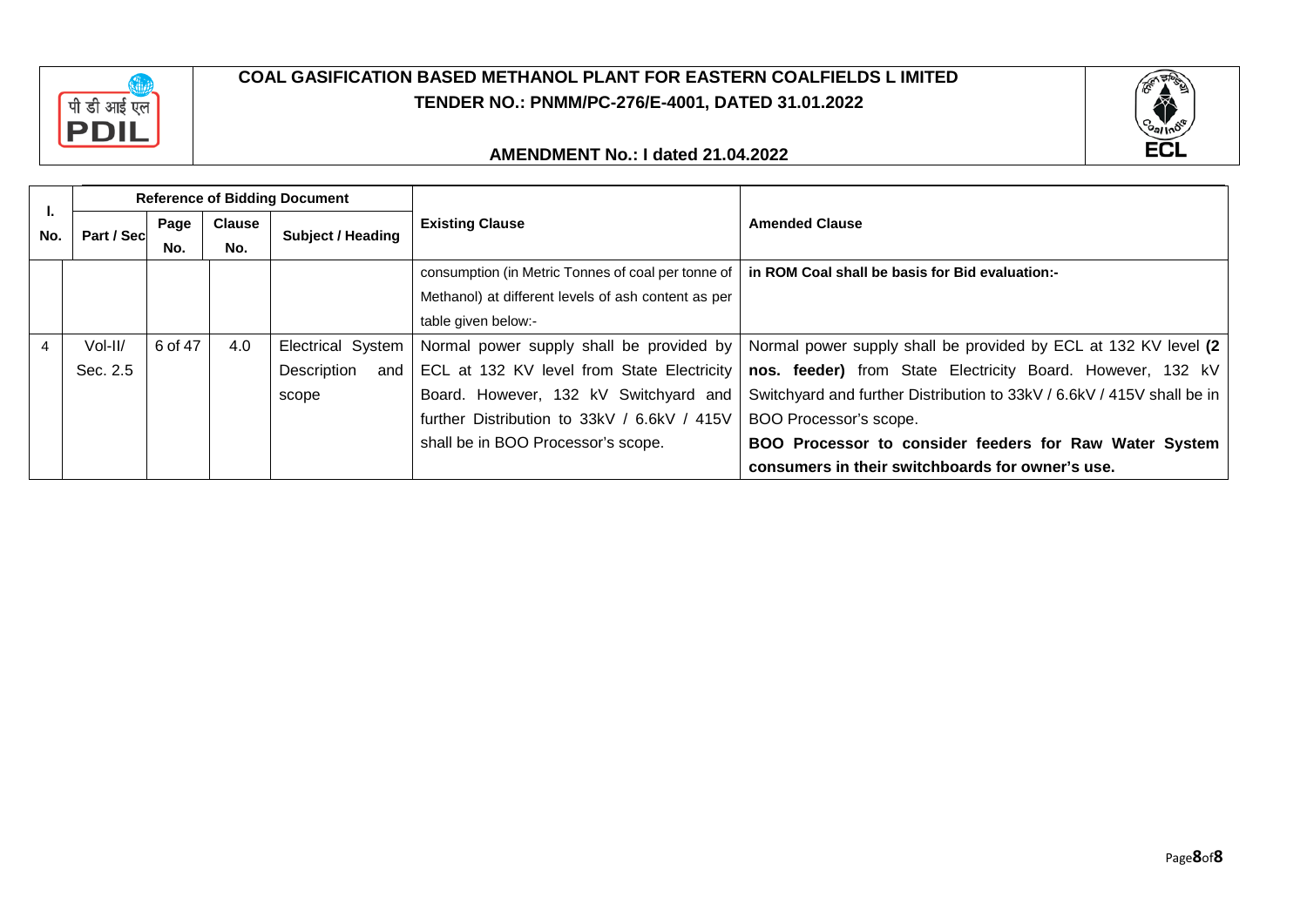# COAL GASIFICATION BASED METHANOL PLANT FOR EASTERN COALFIELDS L IMITED

## TENDER NO.: PNMM/PC-276/E-4001, DATED 31.01.2022

## AMENDMENT No.: I dated 21.04.2022

| I. No. | Reference of Bidding Document | | | | Existing Clause | Amended Clause |
|---|---|---|---|---|---|---|
| | Part / Sec | Page No. | Clause No. | Subject / Heading | | |
| | | | | | consumption (in Metric Tonnes of coal per tonne of Methanol) at different levels of ash content as per table given below:- | **in ROM Coal shall be basis for Bid evaluation:-** |
| 4 | Vol-II/ Sec. 2.5 | 6 of 47 | 4.0 | Electrical System Description and scope | Normal power supply shall be provided by ECL at 132 KV level from State Electricity Board. However, 132 kV Switchyard and further Distribution to 33kV / 6.6kV / 415V shall be in BOO Processor's scope. | Normal power supply shall be provided by ECL at 132 KV level **(2 nos. feeder)** from State Electricity Board. However, 132 kV Switchyard and further Distribution to 33kV / 6.6kV / 415V shall be in BOO Processor's scope.<br>**BOO Processor to consider feeders for Raw Water System consumers in their switchboards for owner's use.** |